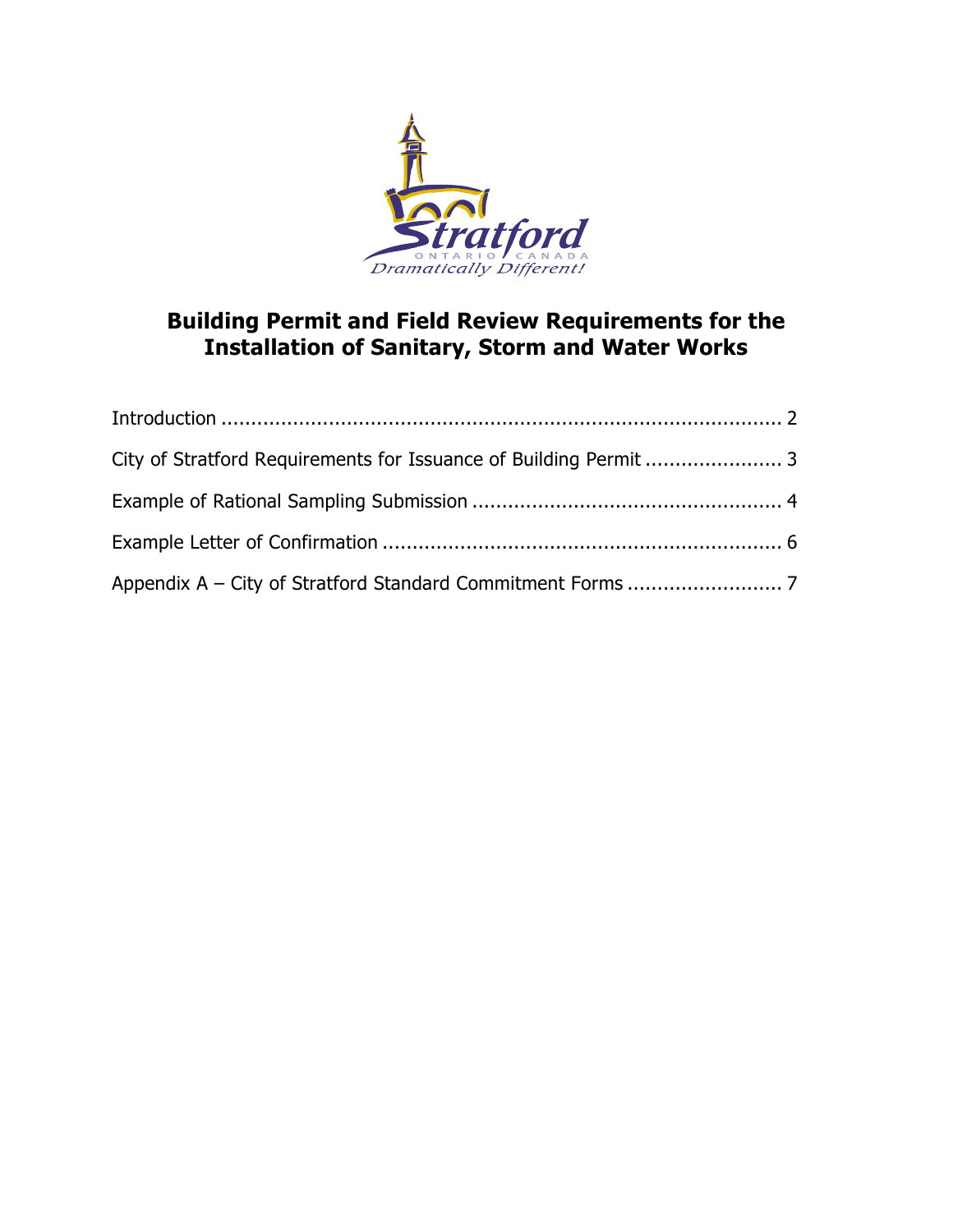# Building Permit and Field Review Requirements for the Installation of Sanitary, Storm and Water Works

Introduction ........................................................................................ 2

City of Stratford Requirements for Issuance of Building Permit ....................... 3

Example of Rational Sampling Submission .................................................... 4

Example Letter of Confirmation .................................................................. 6

Appendix A – City of Stratford Standard Commitment Forms .......................... 7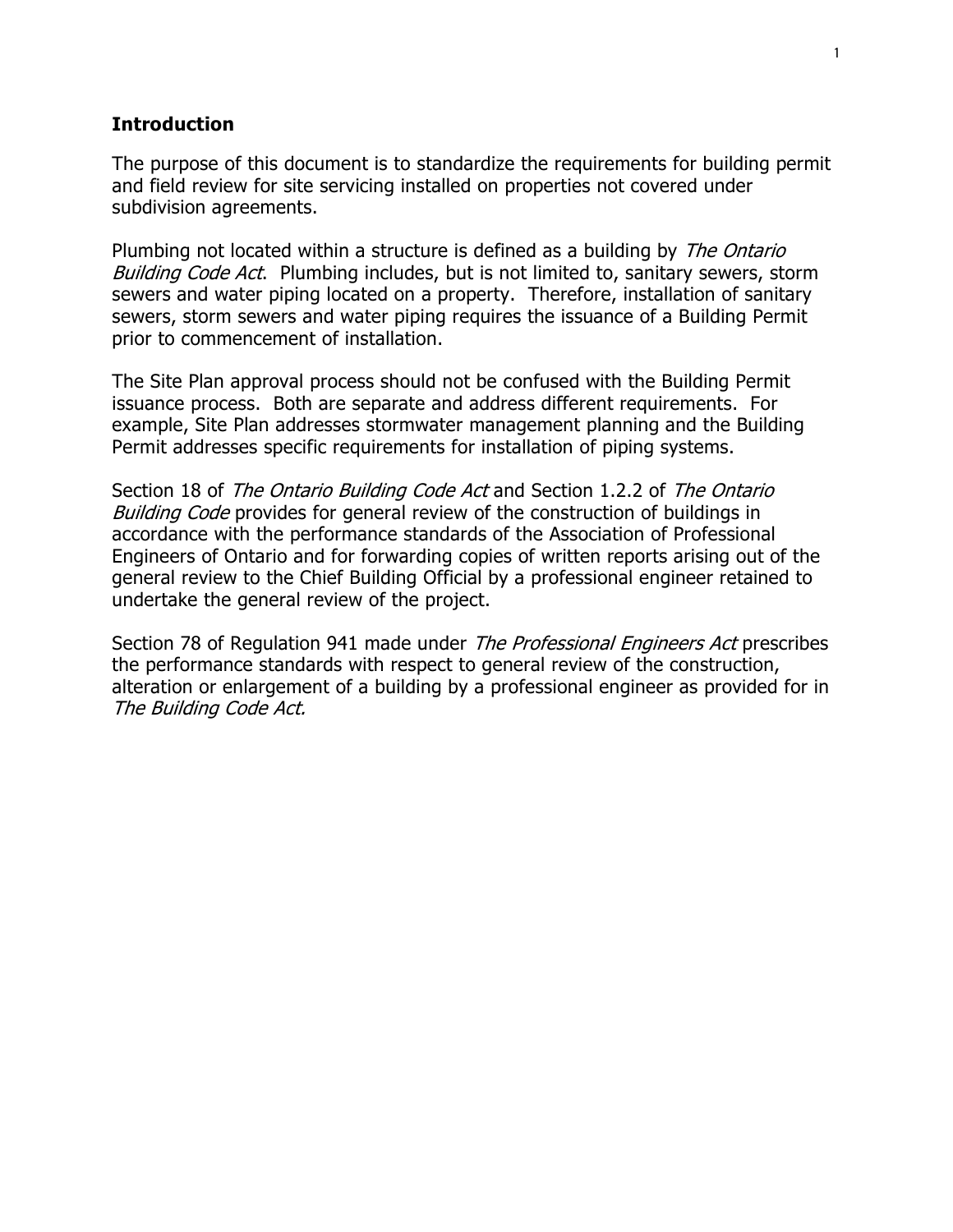## Introduction

The purpose of this document is to standardize the requirements for building permit and field review for site servicing installed on properties not covered under subdivision agreements.

Plumbing not located within a structure is defined as a building by *The Ontario Building Code Act*. Plumbing includes, but is not limited to, sanitary sewers, storm sewers and water piping located on a property. Therefore, installation of sanitary sewers, storm sewers and water piping requires the issuance of a Building Permit prior to commencement of installation.

The Site Plan approval process should not be confused with the Building Permit issuance process. Both are separate and address different requirements. For example, Site Plan addresses stormwater management planning and the Building Permit addresses specific requirements for installation of piping systems.

Section 18 of *The Ontario Building Code Act* and Section 1.2.2 of *The Ontario Building Code* provides for general review of the construction of buildings in accordance with the performance standards of the Association of Professional Engineers of Ontario and for forwarding copies of written reports arising out of the general review to the Chief Building Official by a professional engineer retained to undertake the general review of the project.

Section 78 of Regulation 941 made under *The Professional Engineers Act* prescribes the performance standards with respect to general review of the construction, alteration or enlargement of a building by a professional engineer as provided for in *The Building Code Act.*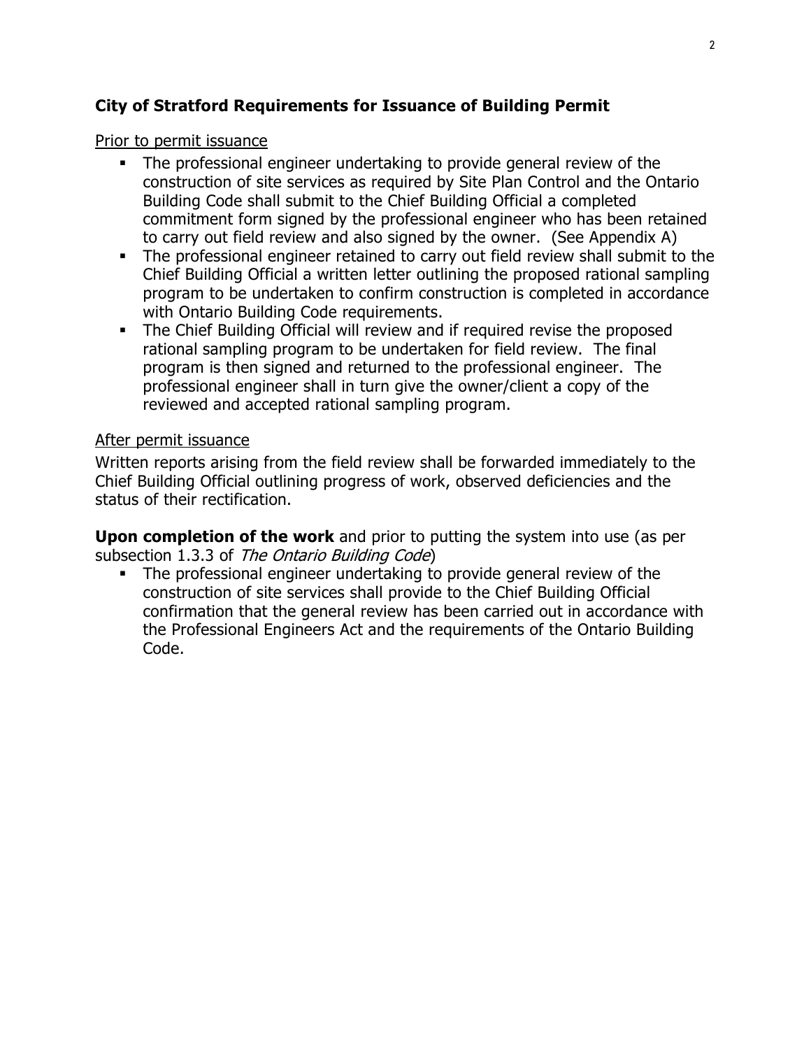## City of Stratford Requirements for Issuance of Building Permit

<u>Prior to permit issuance</u>

- The professional engineer undertaking to provide general review of the construction of site services as required by Site Plan Control and the Ontario Building Code shall submit to the Chief Building Official a completed commitment form signed by the professional engineer who has been retained to carry out field review and also signed by the owner. (See Appendix A)
- The professional engineer retained to carry out field review shall submit to the Chief Building Official a written letter outlining the proposed rational sampling program to be undertaken to confirm construction is completed in accordance with Ontario Building Code requirements.
- The Chief Building Official will review and if required revise the proposed rational sampling program to be undertaken for field review. The final program is then signed and returned to the professional engineer. The professional engineer shall in turn give the owner/client a copy of the reviewed and accepted rational sampling program.

<u>After permit issuance</u>

Written reports arising from the field review shall be forwarded immediately to the Chief Building Official outlining progress of work, observed deficiencies and the status of their rectification.

**Upon completion of the work** and prior to putting the system into use (as per subsection 1.3.3 of *The Ontario Building Code*)

- The professional engineer undertaking to provide general review of the construction of site services shall provide to the Chief Building Official confirmation that the general review has been carried out in accordance with the Professional Engineers Act and the requirements of the Ontario Building Code.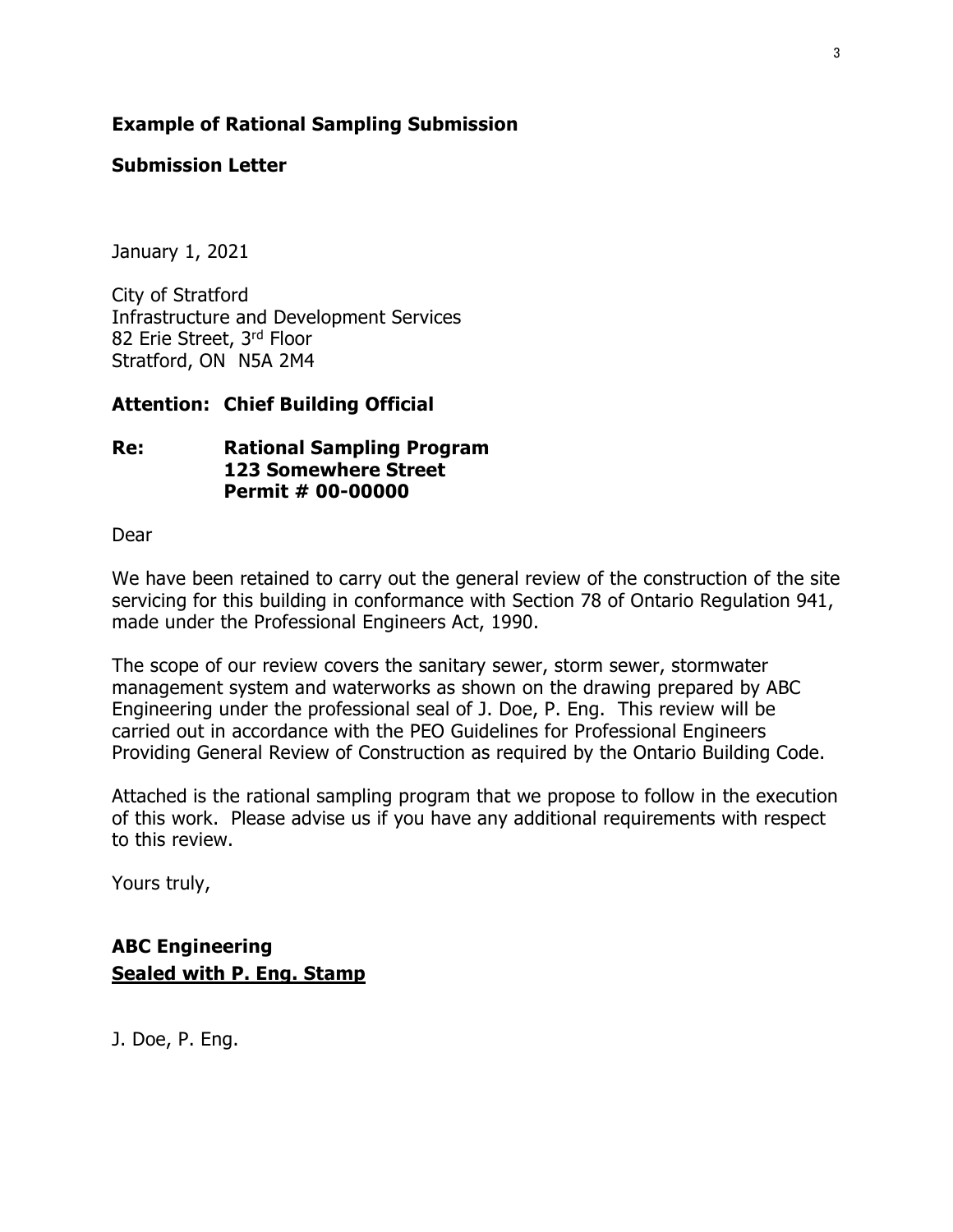**Example of Rational Sampling Submission**

**Submission Letter**

January 1, 2021

City of Stratford
Infrastructure and Development Services
82 Erie Street, 3rd Floor
Stratford, ON N5A 2M4

**Attention: Chief Building Official**

**Re: Rational Sampling Program**
**123 Somewhere Street**
**Permit # 00-00000**

Dear

We have been retained to carry out the general review of the construction of the site servicing for this building in conformance with Section 78 of Ontario Regulation 941, made under the Professional Engineers Act, 1990.

The scope of our review covers the sanitary sewer, storm sewer, stormwater management system and waterworks as shown on the drawing prepared by ABC Engineering under the professional seal of J. Doe, P. Eng. This review will be carried out in accordance with the PEO Guidelines for Professional Engineers Providing General Review of Construction as required by the Ontario Building Code.

Attached is the rational sampling program that we propose to follow in the execution of this work. Please advise us if you have any additional requirements with respect to this review.

Yours truly,

**ABC Engineering**
**Sealed with P. Eng. Stamp**

J. Doe, P. Eng.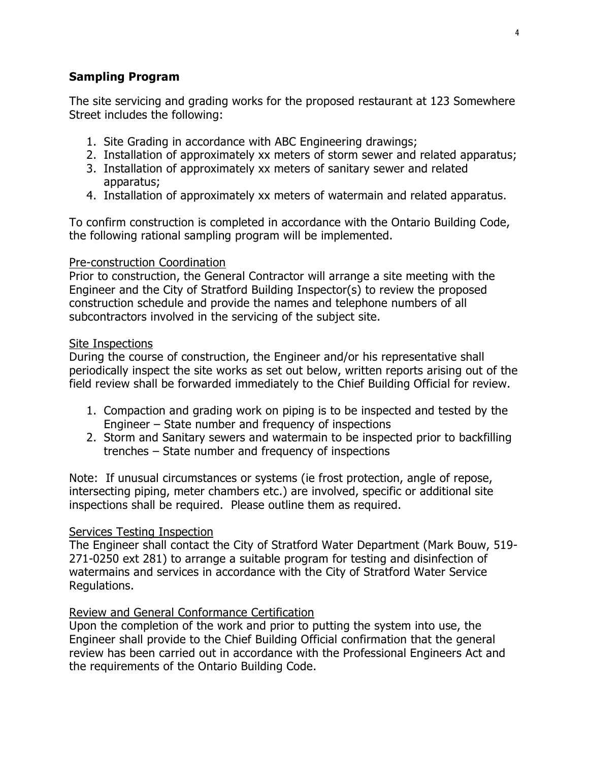## Sampling Program

The site servicing and grading works for the proposed restaurant at 123 Somewhere Street includes the following:

1. Site Grading in accordance with ABC Engineering drawings;
2. Installation of approximately xx meters of storm sewer and related apparatus;
3. Installation of approximately xx meters of sanitary sewer and related apparatus;
4. Installation of approximately xx meters of watermain and related apparatus.

To confirm construction is completed in accordance with the Ontario Building Code, the following rational sampling program will be implemented.

<u>Pre-construction Coordination</u>
Prior to construction, the General Contractor will arrange a site meeting with the Engineer and the City of Stratford Building Inspector(s) to review the proposed construction schedule and provide the names and telephone numbers of all subcontractors involved in the servicing of the subject site.

<u>Site Inspections</u>
During the course of construction, the Engineer and/or his representative shall periodically inspect the site works as set out below, written reports arising out of the field review shall be forwarded immediately to the Chief Building Official for review.

1. Compaction and grading work on piping is to be inspected and tested by the Engineer – State number and frequency of inspections
2. Storm and Sanitary sewers and watermain to be inspected prior to backfilling trenches – State number and frequency of inspections

Note: If unusual circumstances or systems (ie frost protection, angle of repose, intersecting piping, meter chambers etc.) are involved, specific or additional site inspections shall be required. Please outline them as required.

<u>Services Testing Inspection</u>
The Engineer shall contact the City of Stratford Water Department (Mark Bouw, 519-271-0250 ext 281) to arrange a suitable program for testing and disinfection of watermains and services in accordance with the City of Stratford Water Service Regulations.

<u>Review and General Conformance Certification</u>
Upon the completion of the work and prior to putting the system into use, the Engineer shall provide to the Chief Building Official confirmation that the general review has been carried out in accordance with the Professional Engineers Act and the requirements of the Ontario Building Code.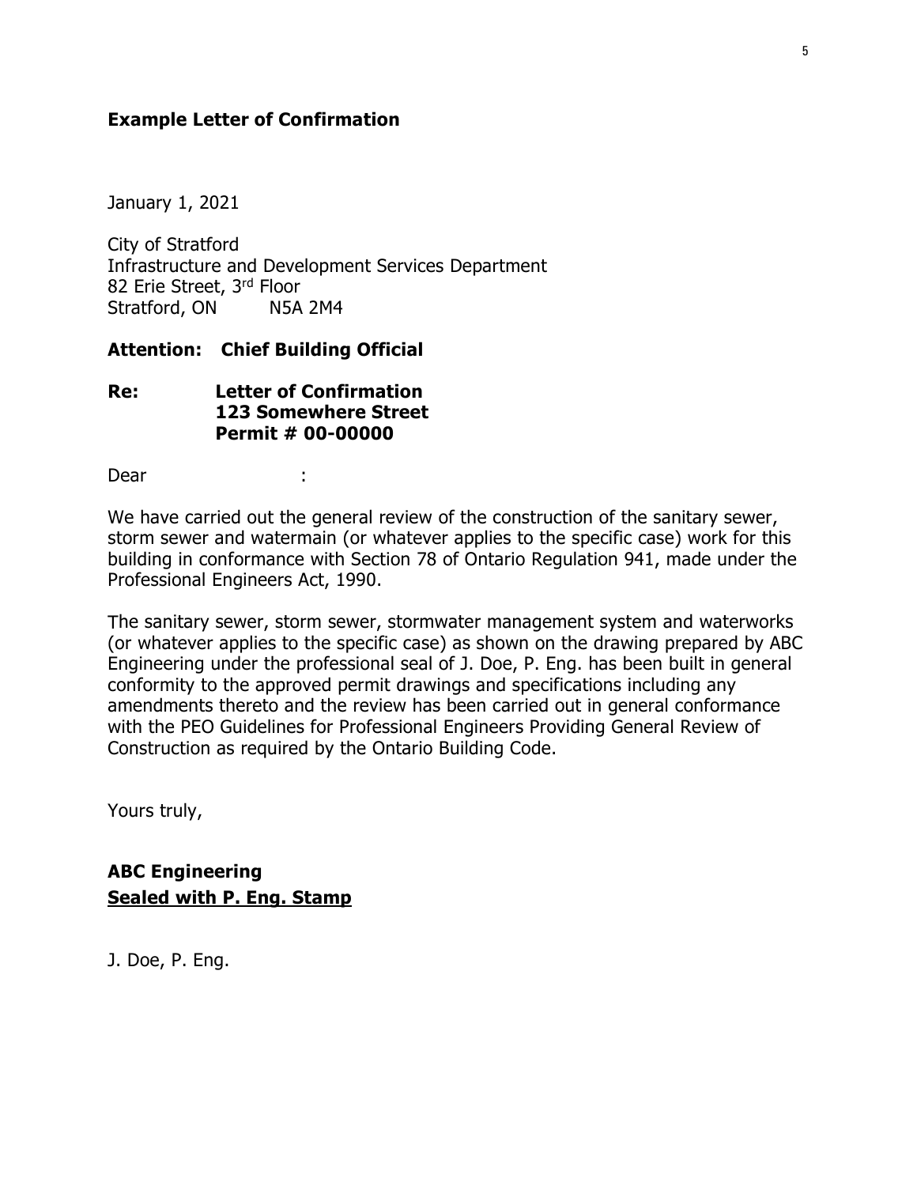**Example Letter of Confirmation**

January 1, 2021

City of Stratford
Infrastructure and Development Services Department
82 Erie Street, 3rd Floor
Stratford, ON N5A 2M4

**Attention: Chief Building Official**

**Re: Letter of Confirmation**
**123 Somewhere Street**
**Permit # 00-00000**

Dear :

We have carried out the general review of the construction of the sanitary sewer, storm sewer and watermain (or whatever applies to the specific case) work for this building in conformance with Section 78 of Ontario Regulation 941, made under the Professional Engineers Act, 1990.

The sanitary sewer, storm sewer, stormwater management system and waterworks (or whatever applies to the specific case) as shown on the drawing prepared by ABC Engineering under the professional seal of J. Doe, P. Eng. has been built in general conformity to the approved permit drawings and specifications including any amendments thereto and the review has been carried out in general conformance with the PEO Guidelines for Professional Engineers Providing General Review of Construction as required by the Ontario Building Code.

Yours truly,

**ABC Engineering**
**Sealed with P. Eng. Stamp**

J. Doe, P. Eng.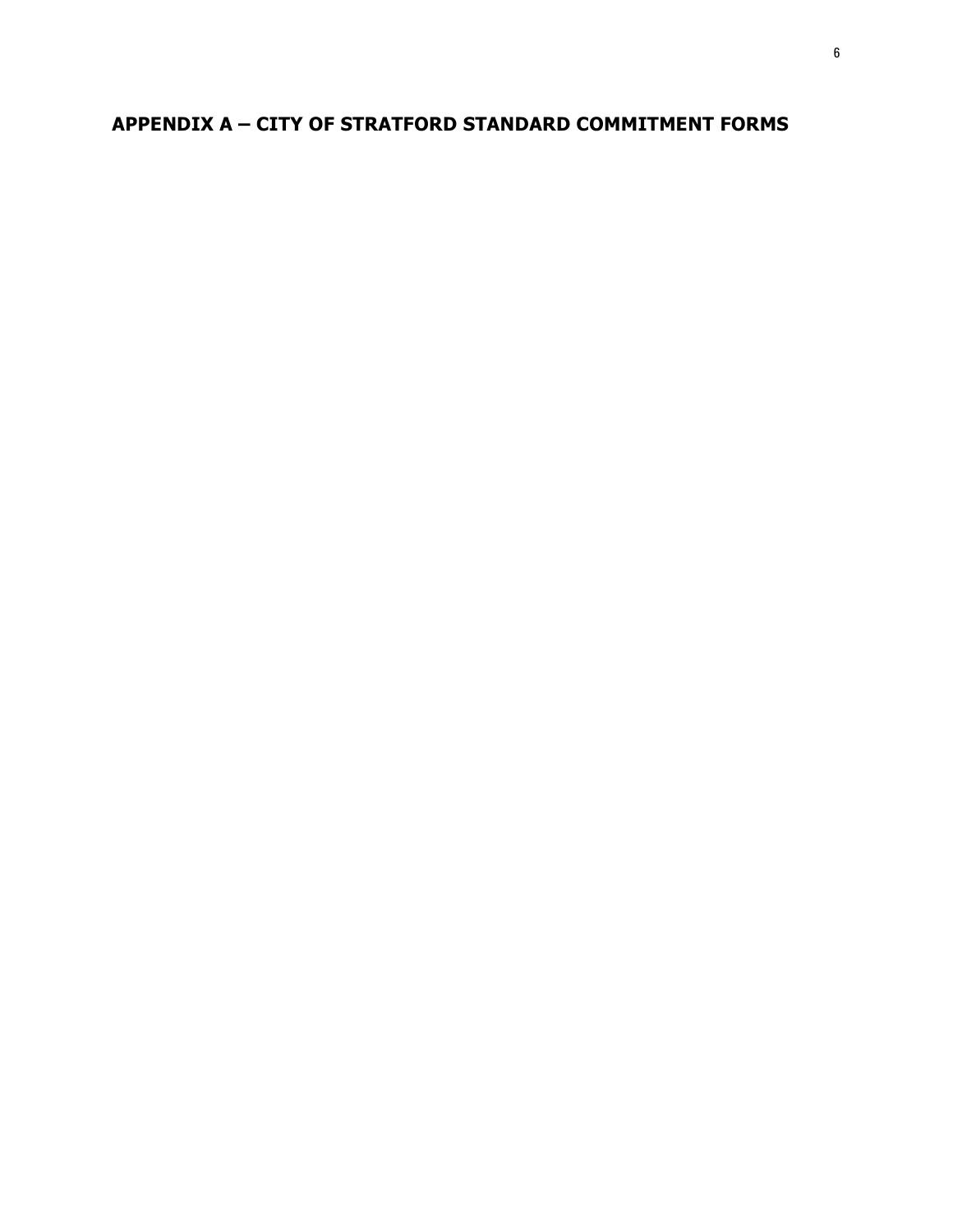# APPENDIX A – CITY OF STRATFORD STANDARD COMMITMENT FORMS